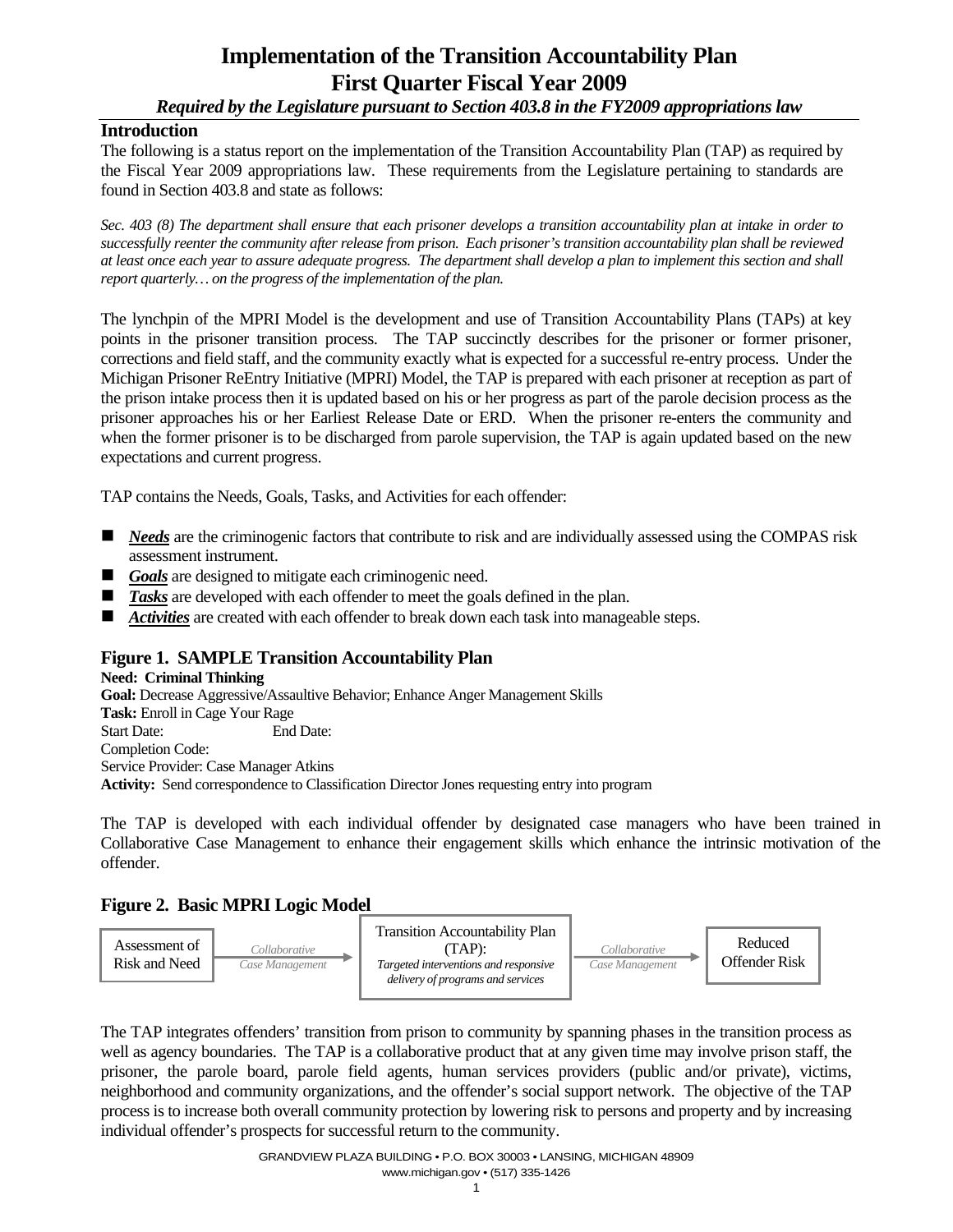# Implementation of the Transition Accountability Plan
# First Quarter Fiscal Year 2009

***Required by the Legislature pursuant to Section 403.8 in the FY2009 appropriations law***

## Introduction

The following is a status report on the implementation of the Transition Accountability Plan (TAP) as required by the Fiscal Year 2009 appropriations law. These requirements from the Legislature pertaining to standards are found in Section 403.8 and state as follows:

*Sec. 403 (8) The department shall ensure that each prisoner develops a transition accountability plan at intake in order to successfully reenter the community after release from prison. Each prisoner's transition accountability plan shall be reviewed at least once each year to assure adequate progress. The department shall develop a plan to implement this section and shall report quarterly… on the progress of the implementation of the plan.*

The lynchpin of the MPRI Model is the development and use of Transition Accountability Plans (TAPs) at key points in the prisoner transition process. The TAP succinctly describes for the prisoner or former prisoner, corrections and field staff, and the community exactly what is expected for a successful re-entry process. Under the Michigan Prisoner ReEntry Initiative (MPRI) Model, the TAP is prepared with each prisoner at reception as part of the prison intake process then it is updated based on his or her progress as part of the parole decision process as the prisoner approaches his or her Earliest Release Date or ERD. When the prisoner re-enters the community and when the former prisoner is to be discharged from parole supervision, the TAP is again updated based on the new expectations and current progress.

TAP contains the Needs, Goals, Tasks, and Activities for each offender:

- ***Needs*** are the criminogenic factors that contribute to risk and are individually assessed using the COMPAS risk assessment instrument.
- ***Goals*** are designed to mitigate each criminogenic need.
- ***Tasks*** are developed with each offender to meet the goals defined in the plan.
- ***Activities*** are created with each offender to break down each task into manageable steps.

### Figure 1. SAMPLE Transition Accountability Plan

**Need: Criminal Thinking**
**Goal:** Decrease Aggressive/Assaultive Behavior; Enhance Anger Management Skills
**Task:** Enroll in Cage Your Rage
Start Date: End Date:
Completion Code:
Service Provider: Case Manager Atkins
**Activity:** Send correspondence to Classification Director Jones requesting entry into program

The TAP is developed with each individual offender by designated case managers who have been trained in Collaborative Case Management to enhance their engagement skills which enhance the intrinsic motivation of the offender.

### Figure 2. Basic MPRI Logic Model

Assessment of Risk and Need → *Collaborative Case Management* → Transition Accountability Plan (TAP): *Targeted interventions and responsive delivery of programs and services* → *Collaborative Case Management* → Reduced Offender Risk

The TAP integrates offenders' transition from prison to community by spanning phases in the transition process as well as agency boundaries. The TAP is a collaborative product that at any given time may involve prison staff, the prisoner, the parole board, parole field agents, human services providers (public and/or private), victims, neighborhood and community organizations, and the offender's social support network. The objective of the TAP process is to increase both overall community protection by lowering risk to persons and property and by increasing individual offender's prospects for successful return to the community.

GRANDVIEW PLAZA BUILDING • P.O. BOX 30003 • LANSING, MICHIGAN 48909
www.michigan.gov • (517) 335-1426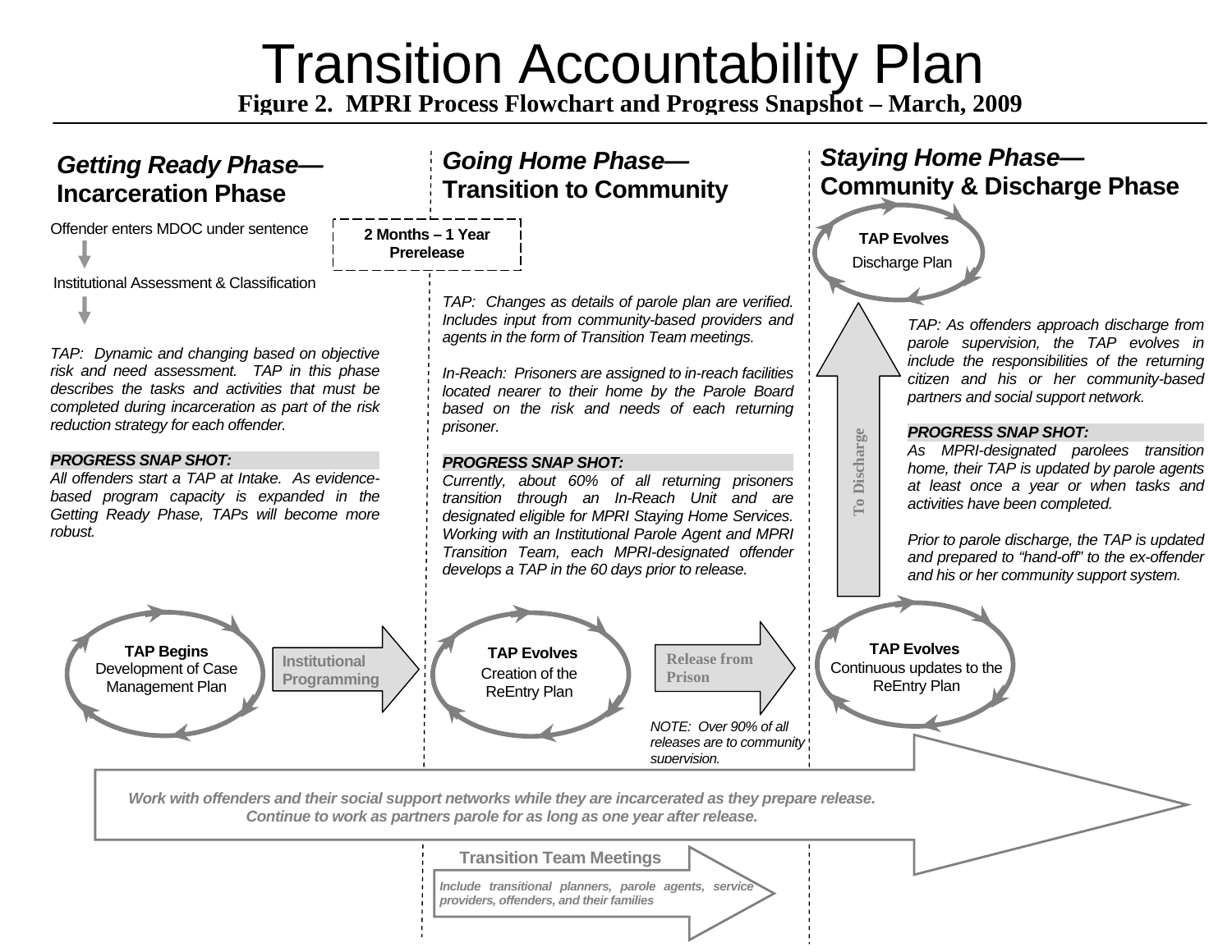# Transition Accountability Plan

**Figure 2. MPRI Process Flowchart and Progress Snapshot – March, 2009**

## *Getting Ready Phase—* Incarceration Phase

Offender enters MDOC under sentence

↓

Institutional Assessment & Classification

↓

*TAP: Dynamic and changing based on objective risk and need assessment. TAP in this phase describes the tasks and activities that must be completed during incarceration as part of the risk reduction strategy for each offender.*

***PROGRESS SNAP SHOT:***
*All offenders start a TAP at Intake. As evidence-based program capacity is expanded in the Getting Ready Phase, TAPs will become more robust.*

**TAP Begins**
Development of Case Management Plan

→ **Institutional Programming** →

**2 Months – 1 Year Prerelease**

## *Going Home Phase—* Transition to Community

*TAP: Changes as details of parole plan are verified. Includes input from community-based providers and agents in the form of Transition Team meetings.*

*In-Reach: Prisoners are assigned to in-reach facilities located nearer to their home by the Parole Board based on the risk and needs of each returning prisoner.*

***PROGRESS SNAP SHOT:***
*Currently, about 60% of all returning prisoners transition through an In-Reach Unit and are designated eligible for MPRI Staying Home Services. Working with an Institutional Parole Agent and MPRI Transition Team, each MPRI-designated offender develops a TAP in the 60 days prior to release.*

**TAP Evolves**
Creation of the ReEntry Plan

→ **Release from Prison** →

*NOTE: Over 90% of all releases are to community supervision.*

## *Staying Home Phase—* Community & Discharge Phase

**TAP Evolves**
Continuous updates to the ReEntry Plan

↑ **To Discharge** ↑

**TAP Evolves**
Discharge Plan

*TAP: As offenders approach discharge from parole supervision, the TAP evolves in include the responsibilities of the returning citizen and his or her community-based partners and social support network.*

***PROGRESS SNAP SHOT:***
*As MPRI-designated parolees transition home, their TAP is updated by parole agents at least once a year or when tasks and activities have been completed.*

*Prior to parole discharge, the TAP is updated and prepared to "hand-off" to the ex-offender and his or her community support system.*

***Work with offenders and their social support networks while they are incarcerated as they prepare release. Continue to work as partners parole for as long as one year after release.***

**Transition Team Meetings**

***Include transitional planners, parole agents, service providers, offenders, and their families***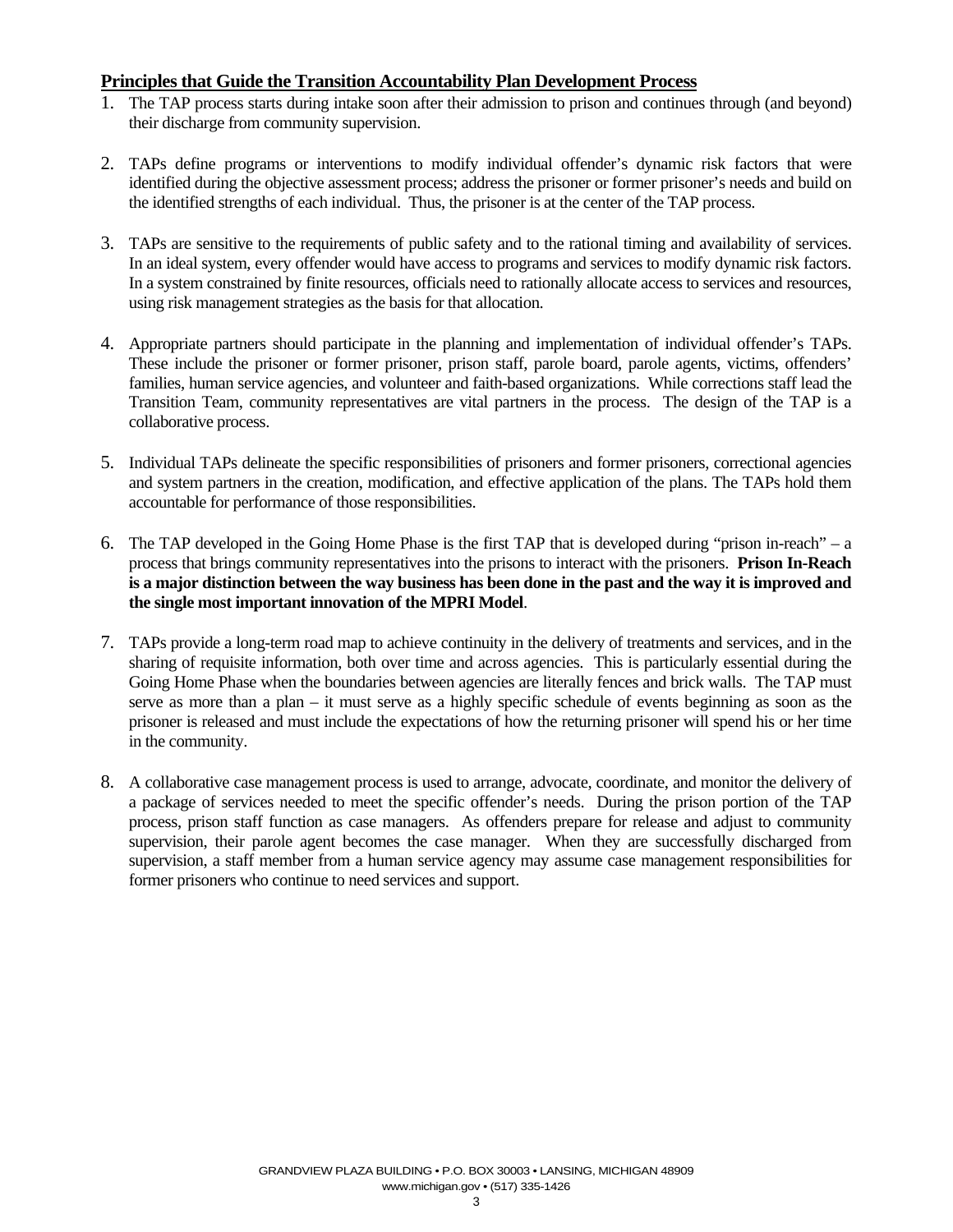**Principles that Guide the Transition Accountability Plan Development Process**

1. The TAP process starts during intake soon after their admission to prison and continues through (and beyond) their discharge from community supervision.

2. TAPs define programs or interventions to modify individual offender's dynamic risk factors that were identified during the objective assessment process; address the prisoner or former prisoner's needs and build on the identified strengths of each individual. Thus, the prisoner is at the center of the TAP process.

3. TAPs are sensitive to the requirements of public safety and to the rational timing and availability of services. In an ideal system, every offender would have access to programs and services to modify dynamic risk factors. In a system constrained by finite resources, officials need to rationally allocate access to services and resources, using risk management strategies as the basis for that allocation.

4. Appropriate partners should participate in the planning and implementation of individual offender's TAPs. These include the prisoner or former prisoner, prison staff, parole board, parole agents, victims, offenders' families, human service agencies, and volunteer and faith-based organizations. While corrections staff lead the Transition Team, community representatives are vital partners in the process. The design of the TAP is a collaborative process.

5. Individual TAPs delineate the specific responsibilities of prisoners and former prisoners, correctional agencies and system partners in the creation, modification, and effective application of the plans. The TAPs hold them accountable for performance of those responsibilities.

6. The TAP developed in the Going Home Phase is the first TAP that is developed during "prison in-reach" – a process that brings community representatives into the prisons to interact with the prisoners. **Prison In-Reach is a major distinction between the way business has been done in the past and the way it is improved and the single most important innovation of the MPRI Model**.

7. TAPs provide a long-term road map to achieve continuity in the delivery of treatments and services, and in the sharing of requisite information, both over time and across agencies. This is particularly essential during the Going Home Phase when the boundaries between agencies are literally fences and brick walls. The TAP must serve as more than a plan – it must serve as a highly specific schedule of events beginning as soon as the prisoner is released and must include the expectations of how the returning prisoner will spend his or her time in the community.

8. A collaborative case management process is used to arrange, advocate, coordinate, and monitor the delivery of a package of services needed to meet the specific offender's needs. During the prison portion of the TAP process, prison staff function as case managers. As offenders prepare for release and adjust to community supervision, their parole agent becomes the case manager. When they are successfully discharged from supervision, a staff member from a human service agency may assume case management responsibilities for former prisoners who continue to need services and support.